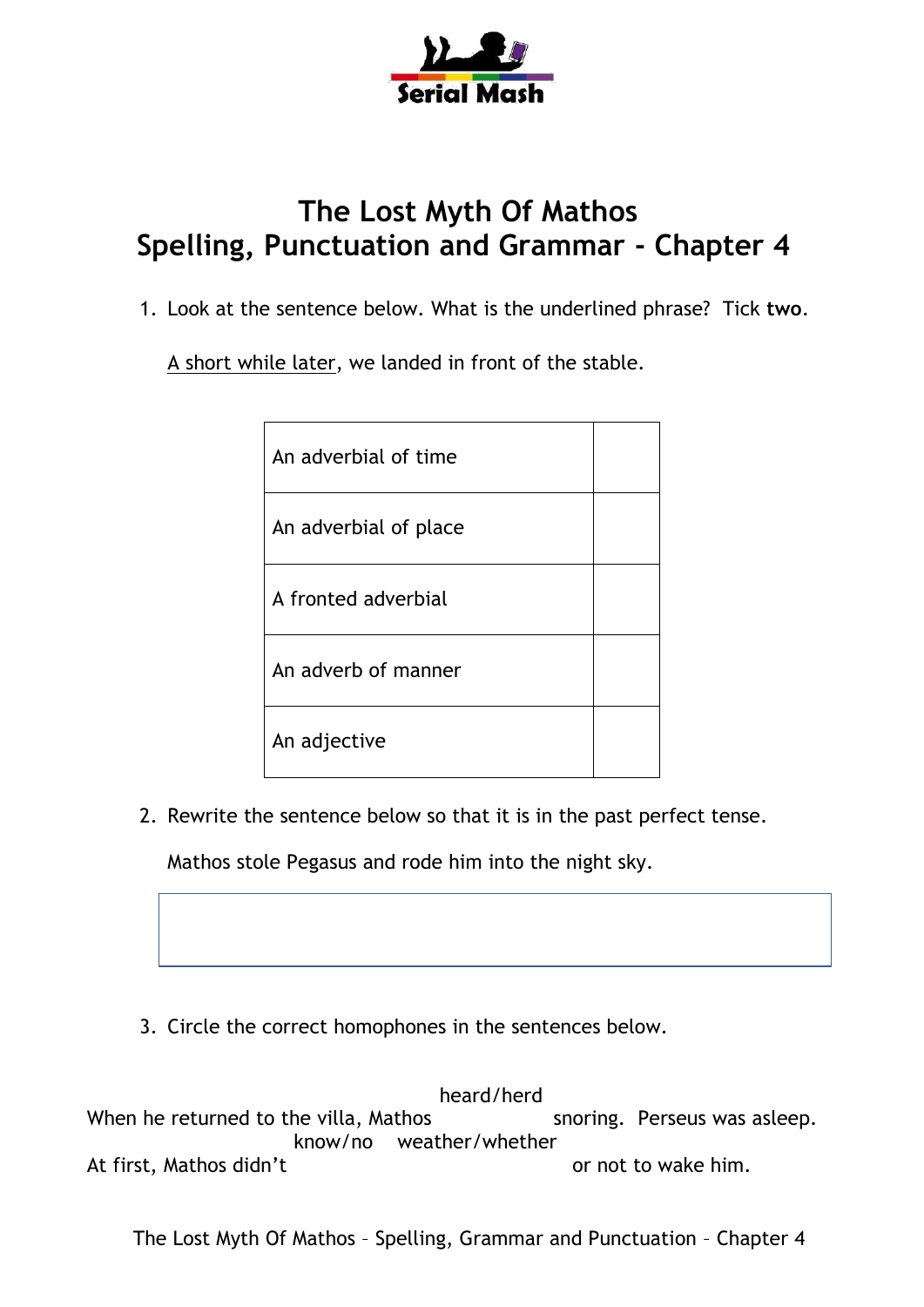# The Lost Myth Of Mathos
# Spelling, Punctuation and Grammar - Chapter 4

1. Look at the sentence below. What is the underlined phrase? Tick **two**.

   <u>A short while later</u>, we landed in front of the stable.

| | |
|---|---|
| An adverbial of time | |
| An adverbial of place | |
| A fronted adverbial | |
| An adverb of manner | |
| An adjective | |

2. Rewrite the sentence below so that it is in the past perfect tense.

   Mathos stole Pegasus and rode him into the night sky.

3. Circle the correct homophones in the sentences below.

When he returned to the villa, Mathos (heard/herd) snoring. Perseus was asleep.

At first, Mathos didn't (know/no) (weather/whether) or not to wake him.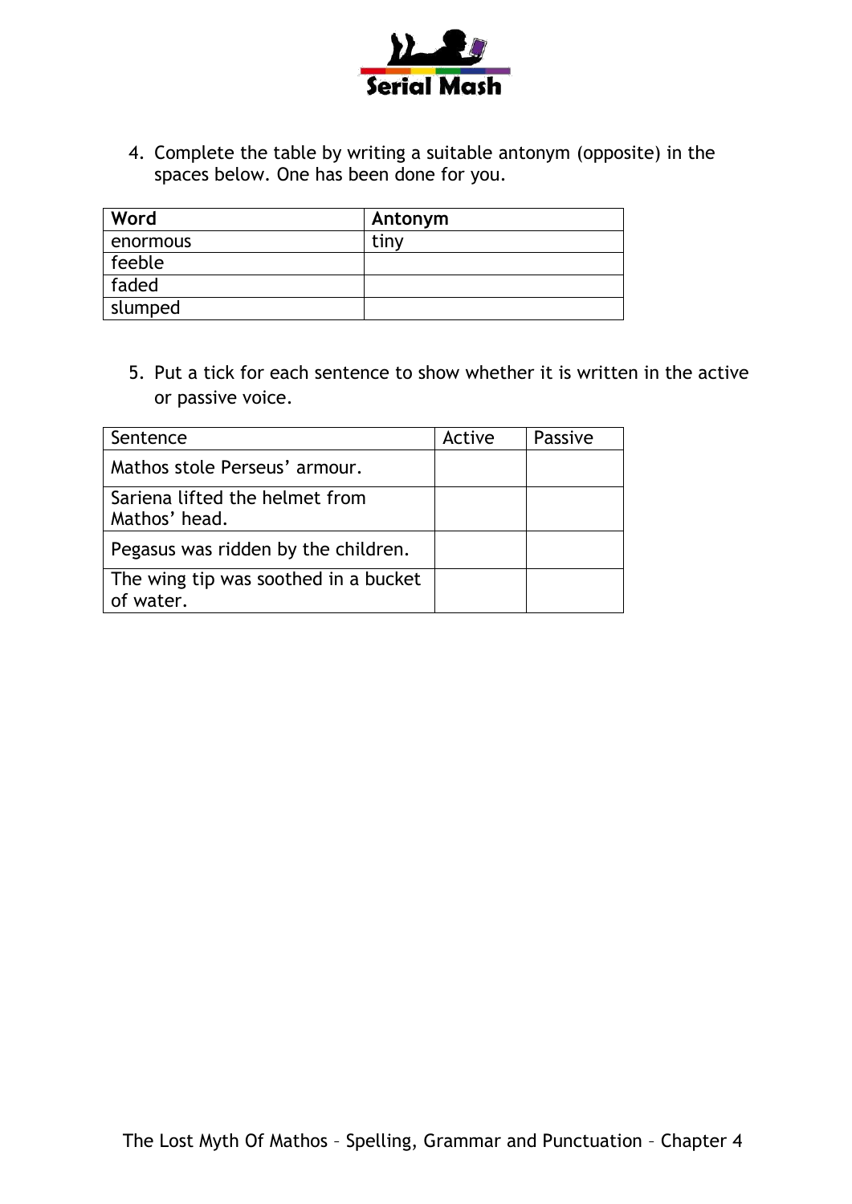4. Complete the table by writing a suitable antonym (opposite) in the spaces below. One has been done for you.

| **Word** | **Antonym** |
| --- | --- |
| enormous | tiny |
| feeble | |
| faded | |
| slumped | |

5. Put a tick for each sentence to show whether it is written in the active or passive voice.

| Sentence | Active | Passive |
| --- | --- | --- |
| Mathos stole Perseus' armour. | | |
| Sariena lifted the helmet from Mathos' head. | | |
| Pegasus was ridden by the children. | | |
| The wing tip was soothed in a bucket of water. | | |